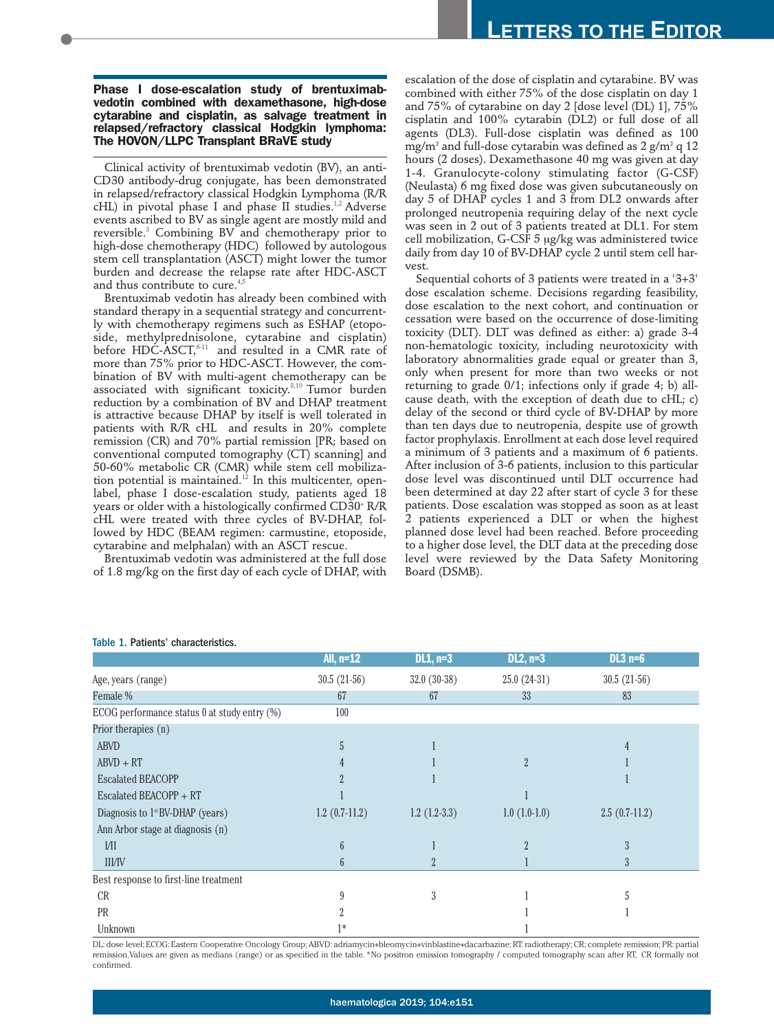## Phase I dose-escalation study of brentuximab-vedotin combined with dexamethasone, high-dose cytarabine and cisplatin, as salvage treatment in relapsed/refractory classical Hodgkin lymphoma: The HOVON/LLPC Transplant BRaVE study

Clinical activity of brentuximab vedotin (BV), an anti-CD30 antibody-drug conjugate, has been demonstrated in relapsed/refractory classical Hodgkin Lymphoma (R/R cHL) in pivotal phase I and phase II studies.[1,2] Adverse events ascribed to BV as single agent are mostly mild and reversible.[3] Combining BV and chemotherapy prior to high-dose chemotherapy (HDC) followed by autologous stem cell transplantation (ASCT) might lower the tumor burden and decrease the relapse rate after HDC-ASCT and thus contribute to cure.[4,5]

Brentuximab vedotin has already been combined with standard therapy in a sequential strategy and concurrently with chemotherapy regimens such as ESHAP (etoposide, methylprednisolone, cytarabine and cisplatin) before HDC-ASCT,[6-11] and resulted in a CMR rate of more than 75% prior to HDC-ASCT. However, the combination of BV with multi-agent chemotherapy can be associated with significant toxicity.[8,10] Tumor burden reduction by a combination of BV and DHAP treatment is attractive because DHAP by itself is well tolerated in patients with R/R cHL and results in 20% complete remission (CR) and 70% partial remission [PR; based on conventional computed tomography (CT) scanning] and 50-60% metabolic CR (CMR) while stem cell mobilization potential is maintained.[12] In this multicenter, open-label, phase I dose-escalation study, patients aged 18 years or older with a histologically confirmed CD30$^+$ R/R cHL were treated with three cycles of BV-DHAP, followed by HDC (BEAM regimen: carmustine, etoposide, cytarabine and melphalan) with an ASCT rescue.

Brentuximab vedotin was administered at the full dose of 1.8 mg/kg on the first day of each cycle of DHAP, with escalation of the dose of cisplatin and cytarabine. BV was combined with either 75% of the dose cisplatin on day 1 and 75% of cytarabine on day 2 [dose level (DL) 1], 75% cisplatin and 100% cytarabin (DL2) or full dose of all agents (DL3). Full-dose cisplatin was defined as 100 mg/m$^2$ and full-dose cytarabin was defined as 2 g/m$^2$ q 12 hours (2 doses). Dexamethasone 40 mg was given at day 1-4. Granulocyte-colony stimulating factor (G-CSF) (Neulasta) 6 mg fixed dose was given subcutaneously on day 5 of DHAP cycles 1 and 3 from DL2 onwards after prolonged neutropenia requiring delay of the next cycle was seen in 2 out of 3 patients treated at DL1. For stem cell mobilization, G-CSF 5 μg/kg was administered twice daily from day 10 of BV-DHAP cycle 2 until stem cell harvest.

Sequential cohorts of 3 patients were treated in a '3+3' dose escalation scheme. Decisions regarding feasibility, dose escalation to the next cohort, and continuation or cessation were based on the occurrence of dose-limiting toxicity (DLT). DLT was defined as either: a) grade 3-4 non-hematologic toxicity, including neurotoxicity with laboratory abnormalities grade equal or greater than 3, only when present for more than two weeks or not returning to grade 0/1; infections only if grade 4; b) all-cause death, with the exception of death due to cHL; c) delay of the second or third cycle of BV-DHAP by more than ten days due to neutropenia, despite use of growth factor prophylaxis. Enrollment at each dose level required a minimum of 3 patients and a maximum of 6 patients. After inclusion of 3-6 patients, inclusion to this particular dose level was discontinued until DLT occurrence had been determined at day 22 after start of cycle 3 for these patients. Dose escalation was stopped as soon as at least 2 patients experienced a DLT or when the highest planned dose level had been reached. Before proceeding to a higher dose level, the DLT data at the preceding dose level were reviewed by the Data Safety Monitoring Board (DSMB).

Table 1. Patients' characteristics.

| | All, n=12 | DL1, n=3 | DL2, n=3 | DL3 n=6 |
|---|---|---|---|---|
| Age, years (range) | 30.5 (21-56) | 32.0 (30-38) | 25.0 (24-31) | 30.5 (21-56) |
| Female % | 67 | 67 | 33 | 83 |
| ECOG performance status 0 at study entry (%) | 100 | | | |
| Prior therapies (n) | | | | |
| ABVD | 5 | 1 | | 4 |
| ABVD + RT | 4 | 1 | 2 | 1 |
| Escalated BEACOPP | 2 | 1 | | 1 |
| Escalated BEACOPP + RT | 1 | | 1 | |
| Diagnosis to 1[st] BV-DHAP (years) | 1.2 (0.7-11.2) | 1.2 (1.2-3.3) | 1.0 (1.0-1.0) | 2.5 (0.7-11.2) |
| Ann Arbor stage at diagnosis (n) | | | | |
| I/II | 6 | 1 | 2 | 3 |
| III/IV | 6 | 2 | 1 | 3 |
| Best response to first-line treatment | | | | |
| CR | 9 | 3 | 1 | 5 |
| PR | 2 | | 1 | 1 |
| Unknown | 1* | | 1 | |

DL: dose level; ECOG: Eastern Cooperative Oncology Group; ABVD: adriamycin+bleomycin+vinblastine+dacarbazine; RT: radiotherapy; CR: complete remission; PR: partial remission. Values are given as medians (range) or as specified in the table. *No positron emission tomography / computed tomography scan after RT, CR formally not confirmed.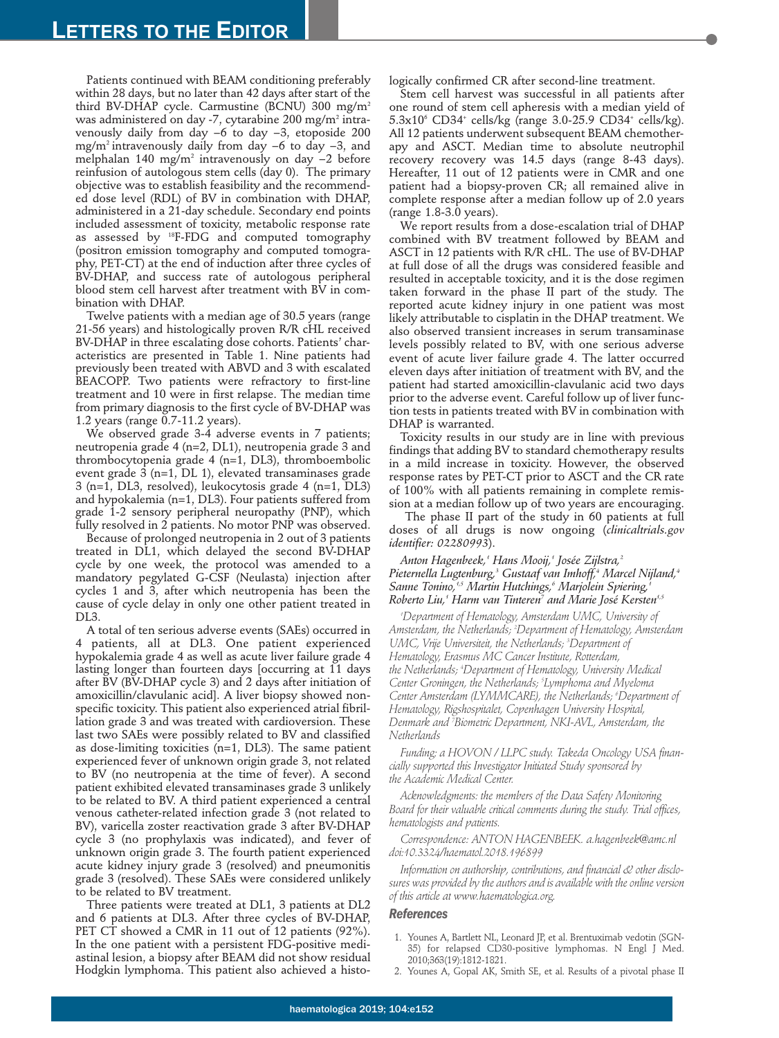Patients continued with BEAM conditioning preferably within 28 days, but no later than 42 days after start of the third BV-DHAP cycle. Carmustine (BCNU) 300 mg/m$^2$ was administered on day -7, cytarabine 200 mg/m$^2$ intravenously daily from day –6 to day –3, etoposide 200 mg/m$^2$ intravenously daily from day –6 to day –3, and melphalan 140 mg/m$^2$ intravenously on day –2 before reinfusion of autologous stem cells (day 0). The primary objective was to establish feasibility and the recommended dose level (RDL) of BV in combination with DHAP, administered in a 21-day schedule. Secondary end points included assessment of toxicity, metabolic response rate as assessed by $^{18}$F-FDG and computed tomography (positron emission tomography and computed tomography, PET-CT) at the end of induction after three cycles of BV-DHAP, and success rate of autologous peripheral blood stem cell harvest after treatment with BV in combination with DHAP.

Twelve patients with a median age of 30.5 years (range 21-56 years) and histologically proven R/R cHL received BV-DHAP in three escalating dose cohorts. Patients' characteristics are presented in Table 1. Nine patients had previously been treated with ABVD and 3 with escalated BEACOPP. Two patients were refractory to first-line treatment and 10 were in first relapse. The median time from primary diagnosis to the first cycle of BV-DHAP was 1.2 years (range 0.7-11.2 years).

We observed grade 3-4 adverse events in 7 patients; neutropenia grade 4 (n=2, DL1), neutropenia grade 3 and thrombocytopenia grade 4 (n=1, DL3), thromboembolic event grade 3 (n=1, DL 1), elevated transaminases grade 3 (n=1, DL3, resolved), leukocytosis grade 4 (n=1, DL3) and hypokalemia (n=1, DL3). Four patients suffered from grade 1-2 sensory peripheral neuropathy (PNP), which fully resolved in 2 patients. No motor PNP was observed.

Because of prolonged neutropenia in 2 out of 3 patients treated in DL1, which delayed the second BV-DHAP cycle by one week, the protocol was amended to a mandatory pegylated G-CSF (Neulasta) injection after cycles 1 and 3, after which neutropenia has been the cause of cycle delay in only one other patient treated in DL3.

A total of ten serious adverse events (SAEs) occurred in 4 patients, all at DL3. One patient experienced hypokalemia grade 4 as well as acute liver failure grade 4 lasting longer than fourteen days [occurring at 11 days after BV (BV-DHAP cycle 3) and 2 days after initiation of amoxicillin/clavulanic acid]. A liver biopsy showed non-specific toxicity. This patient also experienced atrial fibrillation grade 3 and was treated with cardioversion. These last two SAEs were possibly related to BV and classified as dose-limiting toxicities (n=1, DL3). The same patient experienced fever of unknown origin grade 3, not related to BV (no neutropenia at the time of fever). A second patient exhibited elevated transaminases grade 3 unlikely to be related to BV. A third patient experienced a central venous catheter-related infection grade 3 (not related to BV), varicella zoster reactivation grade 3 after BV-DHAP cycle 3 (no prophylaxis was indicated), and fever of unknown origin grade 3. The fourth patient experienced acute kidney injury grade 3 (resolved) and pneumonitis grade 3 (resolved). These SAEs were considered unlikely to be related to BV treatment.

Three patients were treated at DL1, 3 patients at DL2 and 6 patients at DL3. After three cycles of BV-DHAP, PET CT showed a CMR in 11 out of 12 patients (92%). In the one patient with a persistent FDG-positive mediastinal lesion, a biopsy after BEAM did not show residual Hodgkin lymphoma. This patient also achieved a histologically confirmed CR after second-line treatment.

Stem cell harvest was successful in all patients after one round of stem cell apheresis with a median yield of 5.3x10$^6$ CD34$^+$ cells/kg (range 3.0-25.9 CD34$^+$ cells/kg). All 12 patients underwent subsequent BEAM chemotherapy and ASCT. Median time to absolute neutrophil recovery recovery was 14.5 days (range 8-43 days). Hereafter, 11 out of 12 patients were in CMR and one patient had a biopsy-proven CR; all remained alive in complete response after a median follow up of 2.0 years (range 1.8-3.0 years).

We report results from a dose-escalation trial of DHAP combined with BV treatment followed by BEAM and ASCT in 12 patients with R/R cHL. The use of BV-DHAP at full dose of all the drugs was considered feasible and resulted in acceptable toxicity, and it is the dose regimen taken forward in the phase II part of the study. The reported acute kidney injury in one patient was most likely attributable to cisplatin in the DHAP treatment. We also observed transient increases in serum transaminase levels possibly related to BV, with one serious adverse event of acute liver failure grade 4. The latter occurred eleven days after initiation of treatment with BV, and the patient had started amoxicillin-clavulanic acid two days prior to the adverse event. Careful follow up of liver function tests in patients treated with BV in combination with DHAP is warranted.

Toxicity results in our study are in line with previous findings that adding BV to standard chemotherapy results in a mild increase in toxicity. However, the observed response rates by PET-CT prior to ASCT and the CR rate of 100% with all patients remaining in complete remission at a median follow up of two years are encouraging.

The phase II part of the study in 60 patients at full doses of all drugs is now ongoing (*clinicaltrials.gov identifier: 02280993*).

*Anton Hagenbeek,[1] Hans Mooij,[1] Josée Zijlstra,[2] Pieternella Lugtenburg,[3] Gustaaf van Imhoff,[4] Marcel Nijland,[4] Sanne Tonino,[1,5] Martin Hutchings,[6] Marjolein Spiering,[1] Roberto Liu,[1] Harm van Tinteren[7] and Marie José Kersten[1,5]*

*[1]Department of Hematology, Amsterdam UMC, University of Amsterdam, the Netherlands; [2]Department of Hematology, Amsterdam UMC, Vrije Universiteit, the Netherlands; [3]Department of Hematology, Erasmus MC Cancer Institute, Rotterdam, the Netherlands; [4]Department of Hematology, University Medical Center Groningen, the Netherlands; [5]Lymphoma and Myeloma Center Amsterdam (LYMMCARE), the Netherlands; [6]Department of Hematology, Rigshospitalet, Copenhagen University Hospital, Denmark and [7]Biometric Department, NKI-AVL, Amsterdam, the Netherlands*

*Funding: a HOVON / LLPC study. Takeda Oncology USA financially supported this Investigator Initiated Study sponsored by the Academic Medical Center.*

*Acknowledgments: the members of the Data Safety Monitoring Board for their valuable critical comments during the study. Trial offices, hematologists and patients.*

*Correspondence: ANTON HAGENBEEK. a.hagenbeek@amc.nl*
*doi:10.3324/haematol.2018.196899*

*Information on authorship, contributions, and financial & other disclosures was provided by the authors and is available with the online version of this article at www.haematologica.org.*

### References

1. Younes A, Bartlett NL, Leonard JP, et al. Brentuximab vedotin (SGN-35) for relapsed CD30-positive lymphomas. N Engl J Med. 2010;363(19):1812-1821.
2. Younes A, Gopal AK, Smith SE, et al. Results of a pivotal phase II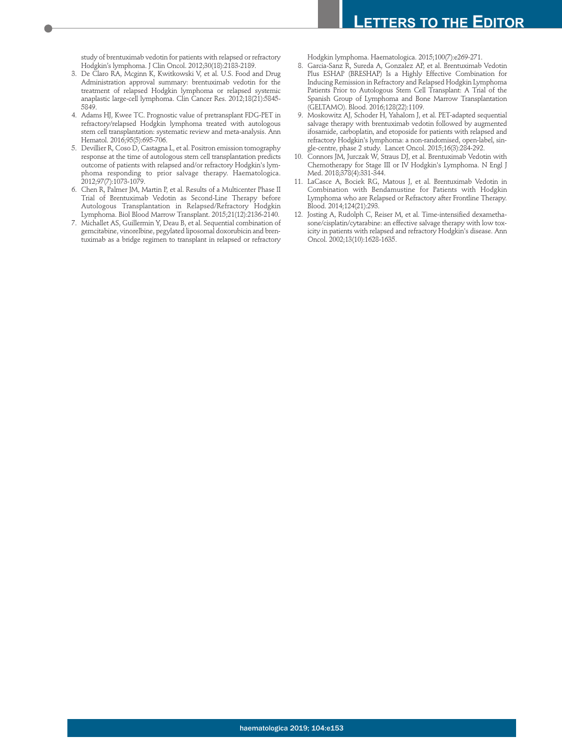study of brentuximab vedotin for patients with relapsed or refractory Hodgkin's lymphoma. J Clin Oncol. 2012;30(18):2183-2189.

3. De Claro RA, Mcginn K, Kwitkowski V, et al. U.S. Food and Drug Administration approval summary: brentuximab vedotin for the treatment of relapsed Hodgkin lymphoma or relapsed systemic anaplastic large-cell lymphoma. Clin Cancer Res. 2012;18(21):5845-5849.
4. Adams HJ, Kwee TC. Prognostic value of pretransplant FDG-PET in refractory/relapsed Hodgkin lymphoma treated with autologous stem cell transplantation: systematic review and meta-analysis. Ann Hematol. 2016;95(5):695-706.
5. Devillier R, Coso D, Castagna L, et al. Positron emission tomography response at the time of autologous stem cell transplantation predicts outcome of patients with relapsed and/or refractory Hodgkin's lymphoma responding to prior salvage therapy. Haematologica. 2012;97(7):1073-1079.
6. Chen R, Palmer JM, Martin P, et al. Results of a Multicenter Phase II Trial of Brentuximab Vedotin as Second-Line Therapy before Autologous Transplantation in Relapsed/Refractory Hodgkin Lymphoma. Biol Blood Marrow Transplant. 2015;21(12):2136-2140.
7. Michallet AS, Guillermin Y, Deau B, et al. Sequential combination of gemcitabine, vinorelbine, pegylated liposomal doxorubicin and brentuximab as a bridge regimen to transplant in relapsed or refractory Hodgkin lymphoma. Haematologica. 2015;100(7):e269-271.
8. Garcia-Sanz R, Sureda A, Gonzalez AP, et al. Brentuximab Vedotin Plus ESHAP (BRESHAP) Is a Highly Effective Combination for Inducing Remission in Refractory and Relapsed Hodgkin Lymphoma Patients Prior to Autologous Stem Cell Transplant: A Trial of the Spanish Group of Lymphoma and Bone Marrow Transplantation (GELTAMO). Blood. 2016;128(22):1109.
9. Moskowitz AJ, Schoder H, Yahalom J, et al. PET-adapted sequential salvage therapy with brentuximab vedotin followed by augmented ifosamide, carboplatin, and etoposide for patients with relapsed and refractory Hodgkin's lymphoma: a non-randomised, open-label, single-centre, phase 2 study. Lancet Oncol. 2015;16(3):284-292.
10. Connors JM, Jurczak W, Straus DJ, et al. Brentuximab Vedotin with Chemotherapy for Stage III or IV Hodgkin's Lymphoma. N Engl J Med. 2018;378(4):331-344.
11. LaCasce A, Bociek RG, Matous J, et al. Brentuximab Vedotin in Combination with Bendamustine for Patients with Hodgkin Lymphoma who are Relapsed or Refractory after Frontline Therapy. Blood. 2014;124(21):293.
12. Josting A, Rudolph C, Reiser M, et al. Time-intensified dexamethasone/cisplatin/cytarabine: an effective salvage therapy with low toxicity in patients with relapsed and refractory Hodgkin's disease. Ann Oncol. 2002;13(10):1628-1635.